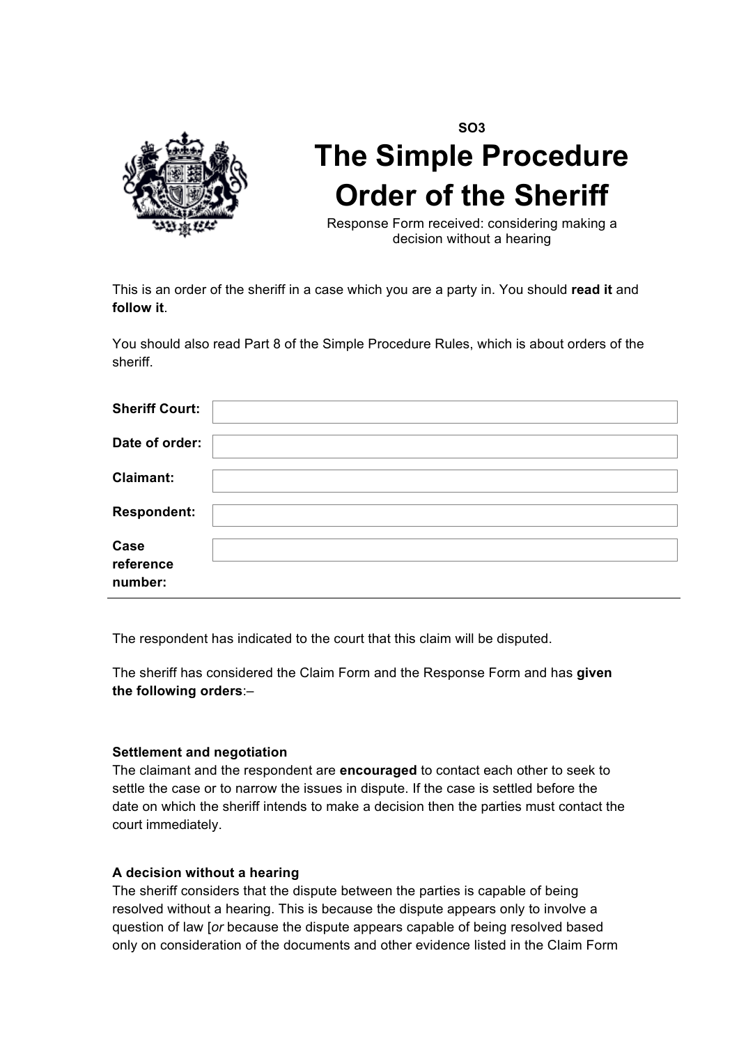SO3

# The Simple Procedure Order of the Sheriff

Response Form received: considering making a decision without a hearing

This is an order of the sheriff in a case which you are a party in. You should **read it** and **follow it**.

You should also read Part 8 of the Simple Procedure Rules, which is about orders of the sheriff.

| | |
|---|---|
| **Sheriff Court:** | |
| **Date of order:** | |
| **Claimant:** | |
| **Respondent:** | |
| **Case reference number:** | |

The respondent has indicated to the court that this claim will be disputed.

The sheriff has considered the Claim Form and the Response Form and has **given the following orders**:–

**Settlement and negotiation**

The claimant and the respondent are **encouraged** to contact each other to seek to settle the case or to narrow the issues in dispute. If the case is settled before the date on which the sheriff intends to make a decision then the parties must contact the court immediately.

**A decision without a hearing**

The sheriff considers that the dispute between the parties is capable of being resolved without a hearing. This is because the dispute appears only to involve a question of law [*or* because the dispute appears capable of being resolved based only on consideration of the documents and other evidence listed in the Claim Form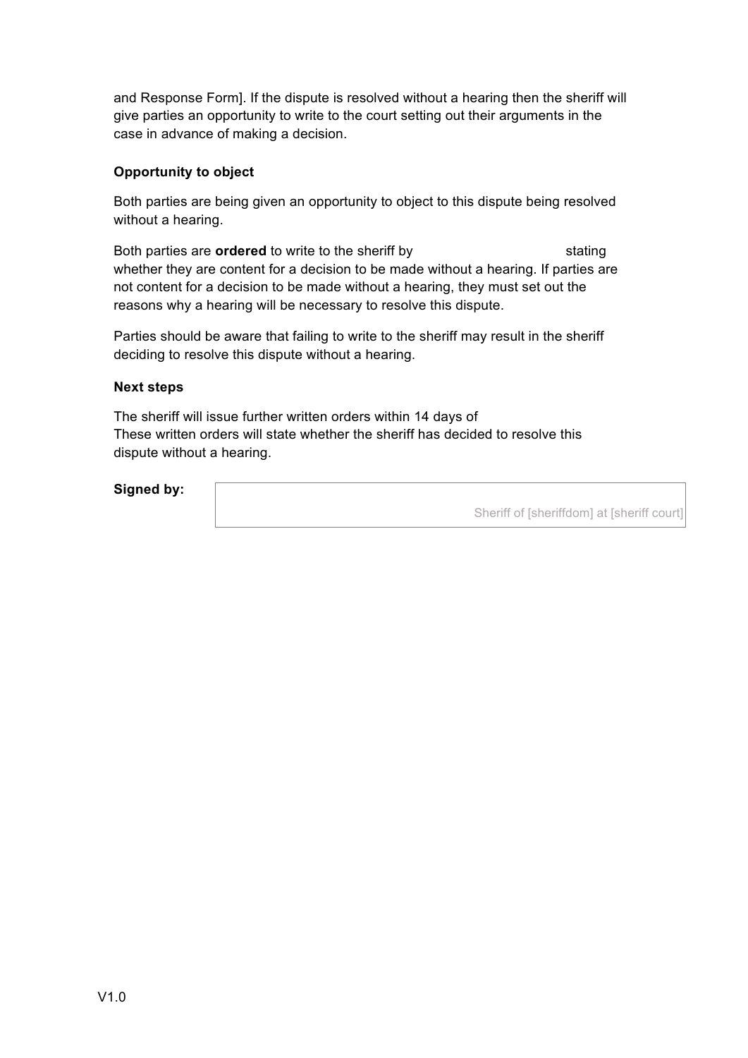and Response Form]. If the dispute is resolved without a hearing then the sheriff will give parties an opportunity to write to the court setting out their arguments in the case in advance of making a decision.

**Opportunity to object**

Both parties are being given an opportunity to object to this dispute being resolved without a hearing.

Both parties are **ordered** to write to the sheriff by stating whether they are content for a decision to be made without a hearing. If parties are not content for a decision to be made without a hearing, they must set out the reasons why a hearing will be necessary to resolve this dispute.

Parties should be aware that failing to write to the sheriff may result in the sheriff deciding to resolve this dispute without a hearing.

**Next steps**

The sheriff will issue further written orders within 14 days of
These written orders will state whether the sheriff has decided to resolve this dispute without a hearing.

**Signed by:**

Sheriff of [sheriffdom] at [sheriff court]

V1.0